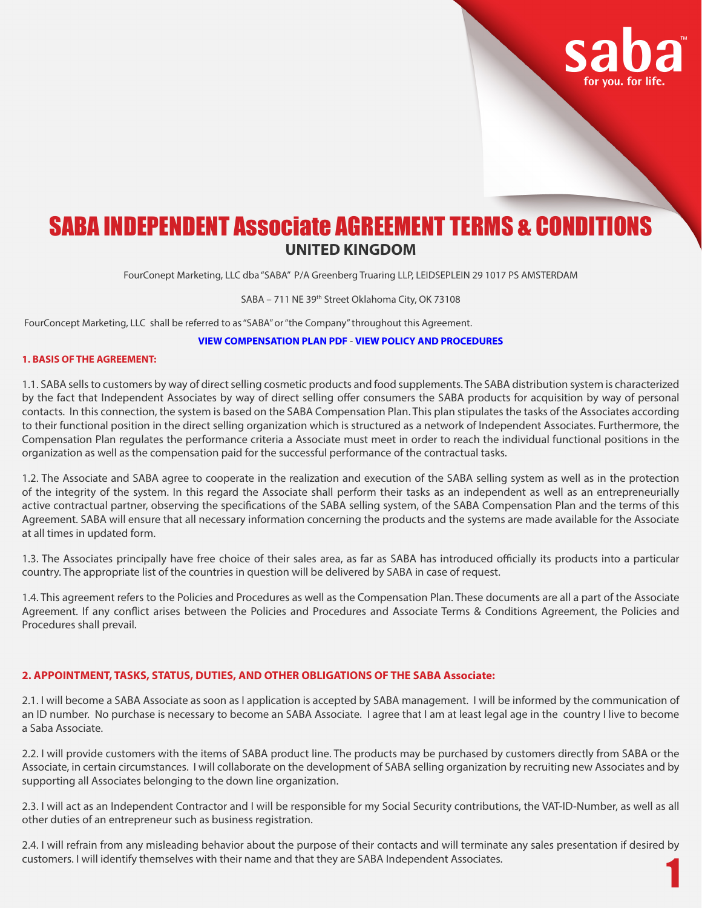# SABA INDEPENDENT Associate AGREEMENT TERMS & CONDITIONS

## UNITED KINGDOM

FourConept Marketing, LLC dba "SABA" P/A Greenberg Truaring LLP, LEIDSEPLEIN 29 1017 PS AMSTERDAM

SABA – 711 NE 39th Street Oklahoma City, OK 73108

FourConcept Marketing, LLC shall be referred to as "SABA" or "the Company" throughout this Agreement.

**VIEW COMPENSATION PLAN PDF - VIEW POLICY AND PROCEDURES**

**1. BASIS OF THE AGREEMENT:**

1.1. SABA sells to customers by way of direct selling cosmetic products and food supplements. The SABA distribution system is characterized by the fact that Independent Associates by way of direct selling offer consumers the SABA products for acquisition by way of personal contacts. In this connection, the system is based on the SABA Compensation Plan. This plan stipulates the tasks of the Associates according to their functional position in the direct selling organization which is structured as a network of Independent Associates. Furthermore, the Compensation Plan regulates the performance criteria a Associate must meet in order to reach the individual functional positions in the organization as well as the compensation paid for the successful performance of the contractual tasks.

1.2. The Associate and SABA agree to cooperate in the realization and execution of the SABA selling system as well as in the protection of the integrity of the system. In this regard the Associate shall perform their tasks as an independent as well as an entrepreneurially active contractual partner, observing the specifications of the SABA selling system, of the SABA Compensation Plan and the terms of this Agreement. SABA will ensure that all necessary information concerning the products and the systems are made available for the Associate at all times in updated form.

1.3. The Associates principally have free choice of their sales area, as far as SABA has introduced officially its products into a particular country. The appropriate list of the countries in question will be delivered by SABA in case of request.

1.4. This agreement refers to the Policies and Procedures as well as the Compensation Plan. These documents are all a part of the Associate Agreement. If any conflict arises between the Policies and Procedures and Associate Terms & Conditions Agreement, the Policies and Procedures shall prevail.

**2. APPOINTMENT, TASKS, STATUS, DUTIES, AND OTHER OBLIGATIONS OF THE SABA Associate:**

2.1. I will become a SABA Associate as soon as I application is accepted by SABA management. I will be informed by the communication of an ID number. No purchase is necessary to become an SABA Associate. I agree that I am at least legal age in the country I live to become a Saba Associate.

2.2. I will provide customers with the items of SABA product line. The products may be purchased by customers directly from SABA or the Associate, in certain circumstances. I will collaborate on the development of SABA selling organization by recruiting new Associates and by supporting all Associates belonging to the down line organization.

2.3. I will act as an Independent Contractor and I will be responsible for my Social Security contributions, the VAT-ID-Number, as well as all other duties of an entrepreneur such as business registration.

2.4. I will refrain from any misleading behavior about the purpose of their contacts and will terminate any sales presentation if desired by customers. I will identify themselves with their name and that they are SABA Independent Associates.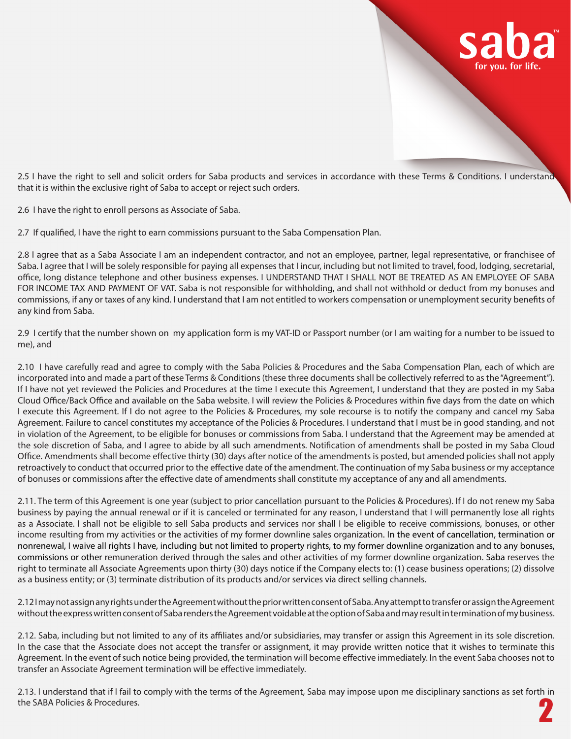2.5 I have the right to sell and solicit orders for Saba products and services in accordance with these Terms & Conditions. I understand that it is within the exclusive right of Saba to accept or reject such orders.

2.6 I have the right to enroll persons as Associate of Saba.

2.7 If qualified, I have the right to earn commissions pursuant to the Saba Compensation Plan.

2.8 I agree that as a Saba Associate I am an independent contractor, and not an employee, partner, legal representative, or franchisee of Saba. I agree that I will be solely responsible for paying all expenses that I incur, including but not limited to travel, food, lodging, secretarial, office, long distance telephone and other business expenses. I UNDERSTAND THAT I SHALL NOT BE TREATED AS AN EMPLOYEE OF SABA FOR INCOME TAX AND PAYMENT OF VAT. Saba is not responsible for withholding, and shall not withhold or deduct from my bonuses and commissions, if any or taxes of any kind. I understand that I am not entitled to workers compensation or unemployment security benefits of any kind from Saba.

2.9 I certify that the number shown on my application form is my VAT-ID or Passport number (or I am waiting for a number to be issued to me), and

2.10 I have carefully read and agree to comply with the Saba Policies & Procedures and the Saba Compensation Plan, each of which are incorporated into and made a part of these Terms & Conditions (these three documents shall be collectively referred to as the "Agreement"). If I have not yet reviewed the Policies and Procedures at the time I execute this Agreement, I understand that they are posted in my Saba Cloud Office/Back Office and available on the Saba website. I will review the Policies & Procedures within five days from the date on which I execute this Agreement. If I do not agree to the Policies & Procedures, my sole recourse is to notify the company and cancel my Saba Agreement. Failure to cancel constitutes my acceptance of the Policies & Procedures. I understand that I must be in good standing, and not in violation of the Agreement, to be eligible for bonuses or commissions from Saba. I understand that the Agreement may be amended at the sole discretion of Saba, and I agree to abide by all such amendments. Notification of amendments shall be posted in my Saba Cloud Office. Amendments shall become effective thirty (30) days after notice of the amendments is posted, but amended policies shall not apply retroactively to conduct that occurred prior to the effective date of the amendment. The continuation of my Saba business or my acceptance of bonuses or commissions after the effective date of amendments shall constitute my acceptance of any and all amendments.

2.11. The term of this Agreement is one year (subject to prior cancellation pursuant to the Policies & Procedures). If I do not renew my Saba business by paying the annual renewal or if it is canceled or terminated for any reason, I understand that I will permanently lose all rights as a Associate. I shall not be eligible to sell Saba products and services nor shall I be eligible to receive commissions, bonuses, or other income resulting from my activities or the activities of my former downline sales organization. In the event of cancellation, termination or nonrenewal, I waive all rights I have, including but not limited to property rights, to my former downline organization and to any bonuses, commissions or other remuneration derived through the sales and other activities of my former downline organization. Saba reserves the right to terminate all Associate Agreements upon thirty (30) days notice if the Company elects to: (1) cease business operations; (2) dissolve as a business entity; or (3) terminate distribution of its products and/or services via direct selling channels.

2.12 I may not assign any rights under the Agreement without the prior written consent of Saba. Any attempt to transfer or assign the Agreement without the express written consent of Saba renders the Agreement voidable at the option of Saba and may result in termination of my business.

2.12. Saba, including but not limited to any of its affiliates and/or subsidiaries, may transfer or assign this Agreement in its sole discretion. In the case that the Associate does not accept the transfer or assignment, it may provide written notice that it wishes to terminate this Agreement. In the event of such notice being provided, the termination will become effective immediately. In the event Saba chooses not to transfer an Associate Agreement termination will be effective immediately.

2.13. I understand that if I fail to comply with the terms of the Agreement, Saba may impose upon me disciplinary sanctions as set forth in the SABA Policies & Procedures.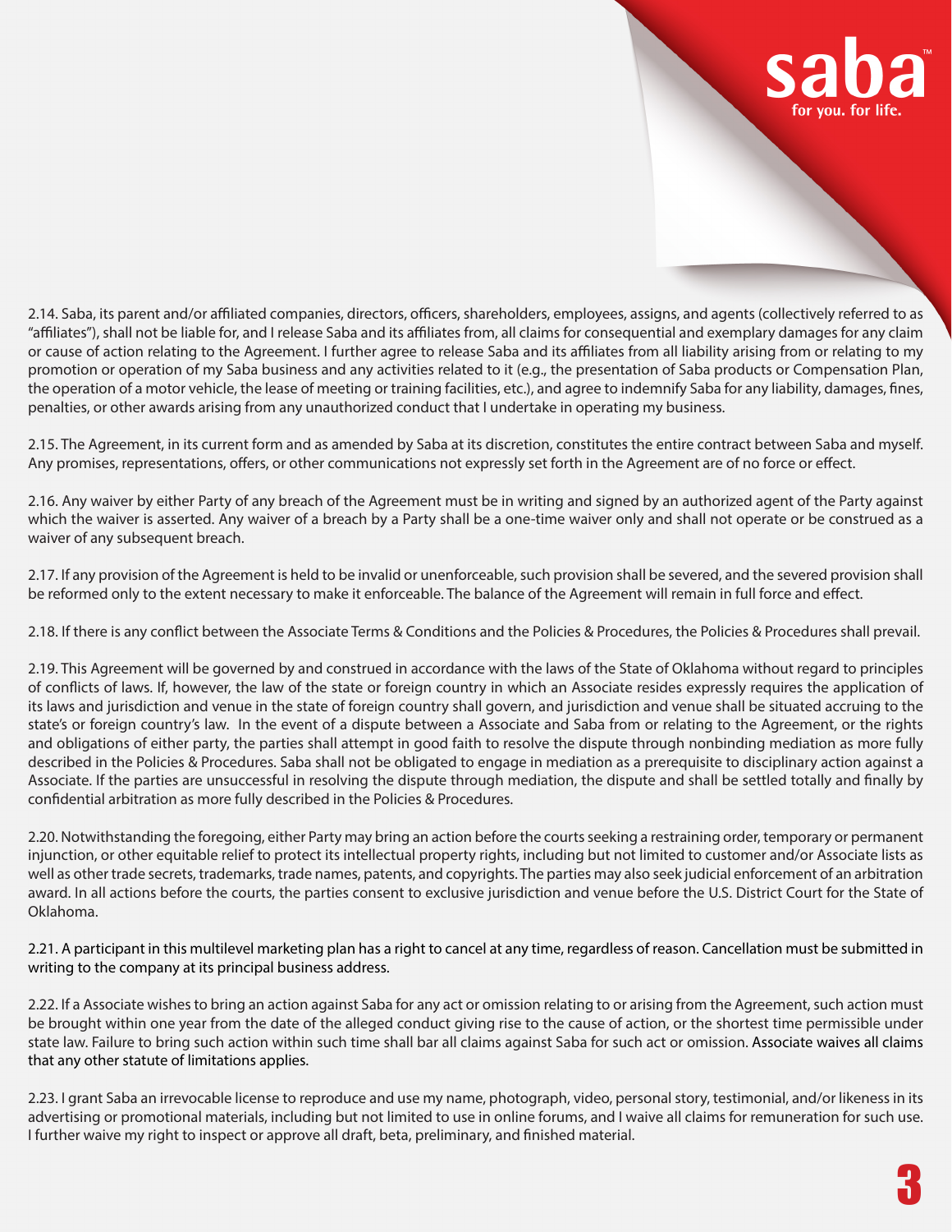2.14. Saba, its parent and/or affiliated companies, directors, officers, shareholders, employees, assigns, and agents (collectively referred to as "affiliates"), shall not be liable for, and I release Saba and its affiliates from, all claims for consequential and exemplary damages for any claim or cause of action relating to the Agreement. I further agree to release Saba and its affiliates from all liability arising from or relating to my promotion or operation of my Saba business and any activities related to it (e.g., the presentation of Saba products or Compensation Plan, the operation of a motor vehicle, the lease of meeting or training facilities, etc.), and agree to indemnify Saba for any liability, damages, fines, penalties, or other awards arising from any unauthorized conduct that I undertake in operating my business.

2.15. The Agreement, in its current form and as amended by Saba at its discretion, constitutes the entire contract between Saba and myself. Any promises, representations, offers, or other communications not expressly set forth in the Agreement are of no force or effect.

2.16. Any waiver by either Party of any breach of the Agreement must be in writing and signed by an authorized agent of the Party against which the waiver is asserted. Any waiver of a breach by a Party shall be a one-time waiver only and shall not operate or be construed as a waiver of any subsequent breach.

2.17. If any provision of the Agreement is held to be invalid or unenforceable, such provision shall be severed, and the severed provision shall be reformed only to the extent necessary to make it enforceable. The balance of the Agreement will remain in full force and effect.

2.18. If there is any conflict between the Associate Terms & Conditions and the Policies & Procedures, the Policies & Procedures shall prevail.

2.19. This Agreement will be governed by and construed in accordance with the laws of the State of Oklahoma without regard to principles of conflicts of laws. If, however, the law of the state or foreign country in which an Associate resides expressly requires the application of its laws and jurisdiction and venue in the state of foreign country shall govern, and jurisdiction and venue shall be situated accruing to the state's or foreign country's law. In the event of a dispute between a Associate and Saba from or relating to the Agreement, or the rights and obligations of either party, the parties shall attempt in good faith to resolve the dispute through nonbinding mediation as more fully described in the Policies & Procedures. Saba shall not be obligated to engage in mediation as a prerequisite to disciplinary action against a Associate. If the parties are unsuccessful in resolving the dispute through mediation, the dispute and shall be settled totally and finally by confidential arbitration as more fully described in the Policies & Procedures.

2.20. Notwithstanding the foregoing, either Party may bring an action before the courts seeking a restraining order, temporary or permanent injunction, or other equitable relief to protect its intellectual property rights, including but not limited to customer and/or Associate lists as well as other trade secrets, trademarks, trade names, patents, and copyrights. The parties may also seek judicial enforcement of an arbitration award. In all actions before the courts, the parties consent to exclusive jurisdiction and venue before the U.S. District Court for the State of Oklahoma.

2.21. A participant in this multilevel marketing plan has a right to cancel at any time, regardless of reason. Cancellation must be submitted in writing to the company at its principal business address.

2.22. If a Associate wishes to bring an action against Saba for any act or omission relating to or arising from the Agreement, such action must be brought within one year from the date of the alleged conduct giving rise to the cause of action, or the shortest time permissible under state law. Failure to bring such action within such time shall bar all claims against Saba for such act or omission. Associate waives all claims that any other statute of limitations applies.

2.23. I grant Saba an irrevocable license to reproduce and use my name, photograph, video, personal story, testimonial, and/or likeness in its advertising or promotional materials, including but not limited to use in online forums, and I waive all claims for remuneration for such use. I further waive my right to inspect or approve all draft, beta, preliminary, and finished material.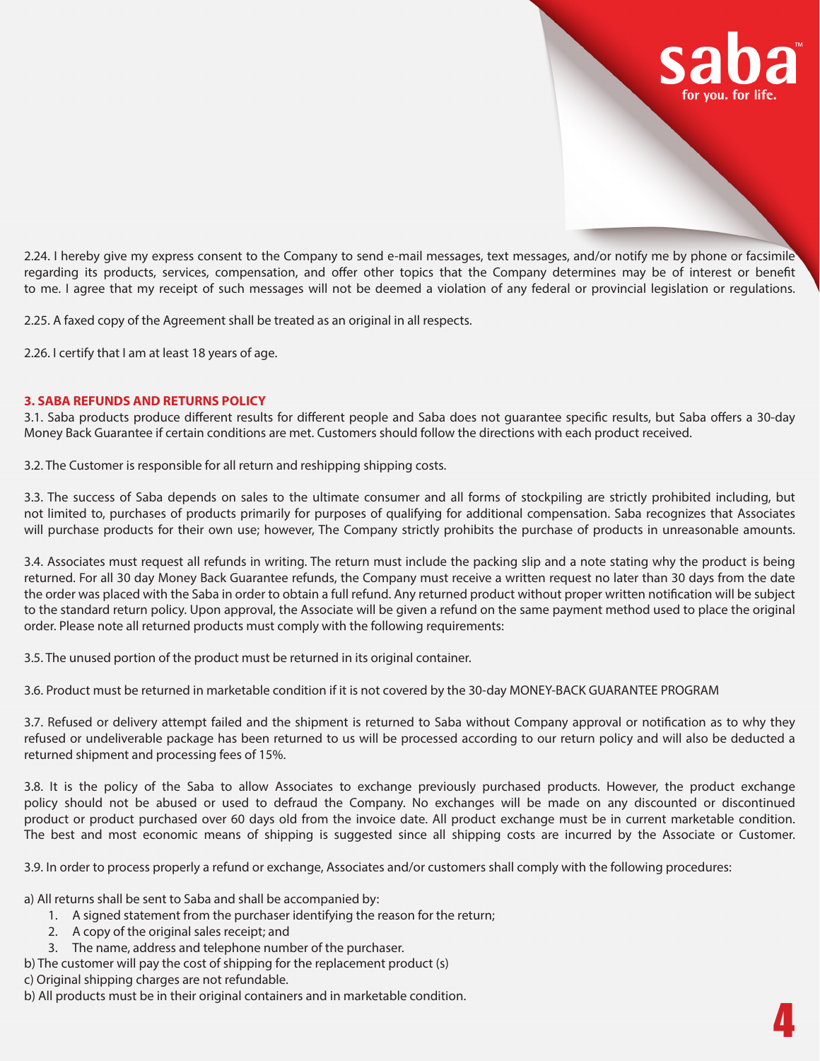2.24. I hereby give my express consent to the Company to send e-mail messages, text messages, and/or notify me by phone or facsimile regarding its products, services, compensation, and offer other topics that the Company determines may be of interest or benefit to me. I agree that my receipt of such messages will not be deemed a violation of any federal or provincial legislation or regulations.

2.25. A faxed copy of the Agreement shall be treated as an original in all respects.

2.26. I certify that I am at least 18 years of age.

### 3. SABA REFUNDS AND RETURNS POLICY

3.1. Saba products produce different results for different people and Saba does not guarantee specific results, but Saba offers a 30-day Money Back Guarantee if certain conditions are met. Customers should follow the directions with each product received.

3.2. The Customer is responsible for all return and reshipping shipping costs.

3.3. The success of Saba depends on sales to the ultimate consumer and all forms of stockpiling are strictly prohibited including, but not limited to, purchases of products primarily for purposes of qualifying for additional compensation. Saba recognizes that Associates will purchase products for their own use; however, The Company strictly prohibits the purchase of products in unreasonable amounts.

3.4. Associates must request all refunds in writing. The return must include the packing slip and a note stating why the product is being returned. For all 30 day Money Back Guarantee refunds, the Company must receive a written request no later than 30 days from the date the order was placed with the Saba in order to obtain a full refund. Any returned product without proper written notification will be subject to the standard return policy. Upon approval, the Associate will be given a refund on the same payment method used to place the original order. Please note all returned products must comply with the following requirements:

3.5. The unused portion of the product must be returned in its original container.

3.6. Product must be returned in marketable condition if it is not covered by the 30-day MONEY-BACK GUARANTEE PROGRAM

3.7. Refused or delivery attempt failed and the shipment is returned to Saba without Company approval or notification as to why they refused or undeliverable package has been returned to us will be processed according to our return policy and will also be deducted a returned shipment and processing fees of 15%.

3.8. It is the policy of the Saba to allow Associates to exchange previously purchased products. However, the product exchange policy should not be abused or used to defraud the Company. No exchanges will be made on any discounted or discontinued product or product purchased over 60 days old from the invoice date. All product exchange must be in current marketable condition. The best and most economic means of shipping is suggested since all shipping costs are incurred by the Associate or Customer.

3.9. In order to process properly a refund or exchange, Associates and/or customers shall comply with the following procedures:

a) All returns shall be sent to Saba and shall be accompanied by:

1. A signed statement from the purchaser identifying the reason for the return;
2. A copy of the original sales receipt; and
3. The name, address and telephone number of the purchaser.

b) The customer will pay the cost of shipping for the replacement product (s)

c) Original shipping charges are not refundable.

b) All products must be in their original containers and in marketable condition.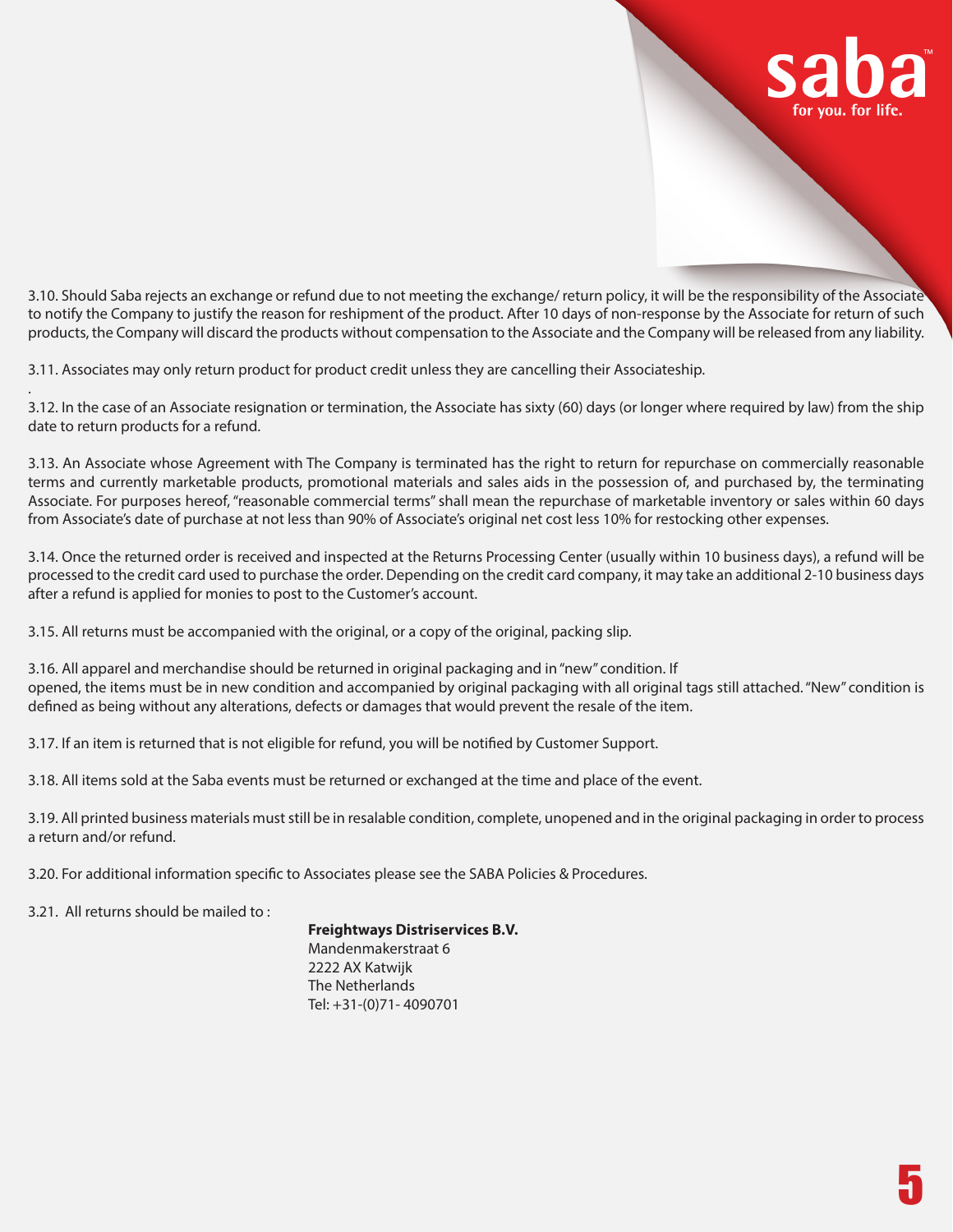3.10. Should Saba rejects an exchange or refund due to not meeting the exchange/ return policy, it will be the responsibility of the Associate to notify the Company to justify the reason for reshipment of the product. After 10 days of non-response by the Associate for return of such products, the Company will discard the products without compensation to the Associate and the Company will be released from any liability.

3.11. Associates may only return product for product credit unless they are cancelling their Associateship.

3.12. In the case of an Associate resignation or termination, the Associate has sixty (60) days (or longer where required by law) from the ship date to return products for a refund.

3.13. An Associate whose Agreement with The Company is terminated has the right to return for repurchase on commercially reasonable terms and currently marketable products, promotional materials and sales aids in the possession of, and purchased by, the terminating Associate. For purposes hereof, "reasonable commercial terms" shall mean the repurchase of marketable inventory or sales within 60 days from Associate's date of purchase at not less than 90% of Associate's original net cost less 10% for restocking other expenses.

3.14. Once the returned order is received and inspected at the Returns Processing Center (usually within 10 business days), a refund will be processed to the credit card used to purchase the order. Depending on the credit card company, it may take an additional 2-10 business days after a refund is applied for monies to post to the Customer's account.

3.15. All returns must be accompanied with the original, or a copy of the original, packing slip.

3.16. All apparel and merchandise should be returned in original packaging and in "new" condition. If opened, the items must be in new condition and accompanied by original packaging with all original tags still attached. "New" condition is defined as being without any alterations, defects or damages that would prevent the resale of the item.

3.17. If an item is returned that is not eligible for refund, you will be notified by Customer Support.

3.18. All items sold at the Saba events must be returned or exchanged at the time and place of the event.

3.19. All printed business materials must still be in resalable condition, complete, unopened and in the original packaging in order to process a return and/or refund.

3.20. For additional information specific to Associates please see the SABA Policies & Procedures.

3.21. All returns should be mailed to :

**Freightways Distriservices B.V.**
Mandenmakerstraat 6
2222 AX Katwijk
The Netherlands
Tel: +31-(0)71- 4090701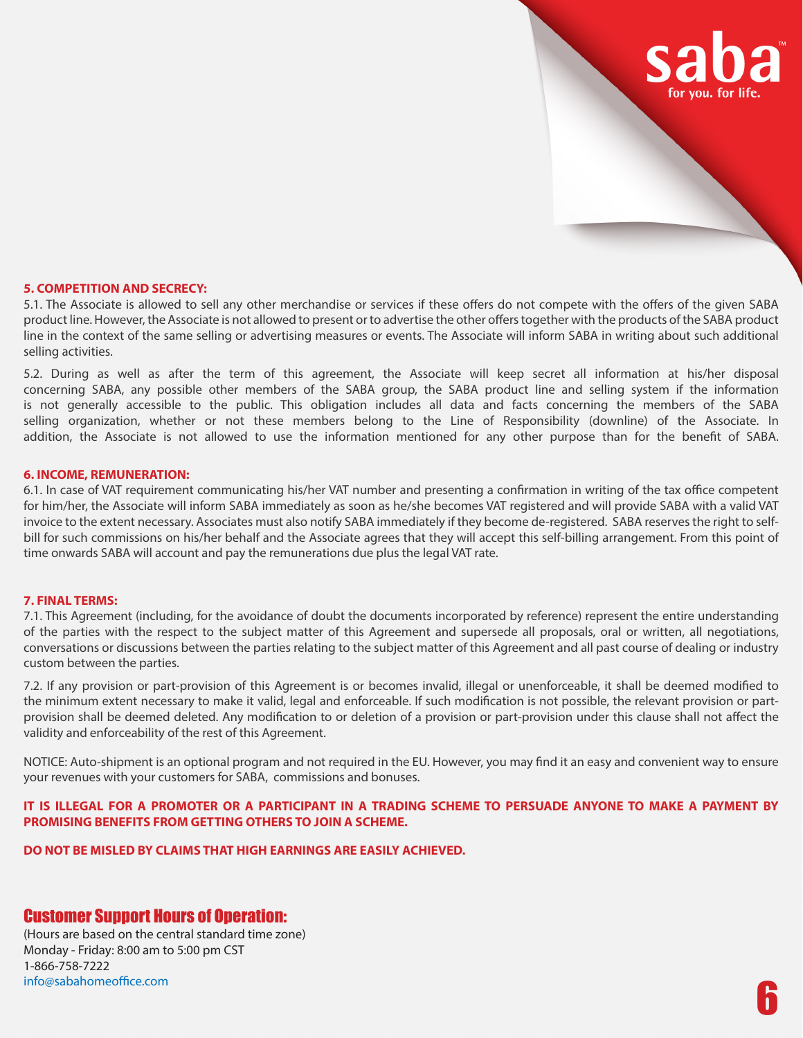## 5. COMPETITION AND SECRECY:

5.1. The Associate is allowed to sell any other merchandise or services if these offers do not compete with the offers of the given SABA product line. However, the Associate is not allowed to present or to advertise the other offers together with the products of the SABA product line in the context of the same selling or advertising measures or events. The Associate will inform SABA in writing about such additional selling activities.

5.2. During as well as after the term of this agreement, the Associate will keep secret all information at his/her disposal concerning SABA, any possible other members of the SABA group, the SABA product line and selling system if the information is not generally accessible to the public. This obligation includes all data and facts concerning the members of the SABA selling organization, whether or not these members belong to the Line of Responsibility (downline) of the Associate. In addition, the Associate is not allowed to use the information mentioned for any other purpose than for the benefit of SABA.

## 6. INCOME, REMUNERATION:

6.1. In case of VAT requirement communicating his/her VAT number and presenting a confirmation in writing of the tax office competent for him/her, the Associate will inform SABA immediately as soon as he/she becomes VAT registered and will provide SABA with a valid VAT invoice to the extent necessary. Associates must also notify SABA immediately if they become de-registered. SABA reserves the right to self-bill for such commissions on his/her behalf and the Associate agrees that they will accept this self-billing arrangement. From this point of time onwards SABA will account and pay the remunerations due plus the legal VAT rate.

## 7. FINAL TERMS:

7.1. This Agreement (including, for the avoidance of doubt the documents incorporated by reference) represent the entire understanding of the parties with the respect to the subject matter of this Agreement and supersede all proposals, oral or written, all negotiations, conversations or discussions between the parties relating to the subject matter of this Agreement and all past course of dealing or industry custom between the parties.

7.2. If any provision or part-provision of this Agreement is or becomes invalid, illegal or unenforceable, it shall be deemed modified to the minimum extent necessary to make it valid, legal and enforceable. If such modification is not possible, the relevant provision or part-provision shall be deemed deleted. Any modification to or deletion of a provision or part-provision under this clause shall not affect the validity and enforceability of the rest of this Agreement.

NOTICE: Auto-shipment is an optional program and not required in the EU. However, you may find it an easy and convenient way to ensure your revenues with your customers for SABA, commissions and bonuses.

**IT IS ILLEGAL FOR A PROMOTER OR A PARTICIPANT IN A TRADING SCHEME TO PERSUADE ANYONE TO MAKE A PAYMENT BY PROMISING BENEFITS FROM GETTING OTHERS TO JOIN A SCHEME.**

**DO NOT BE MISLED BY CLAIMS THAT HIGH EARNINGS ARE EASILY ACHIEVED.**

## Customer Support Hours of Operation:

(Hours are based on the central standard time zone)
Monday - Friday: 8:00 am to 5:00 pm CST
1-866-758-7222
info@sabahomeoffice.com